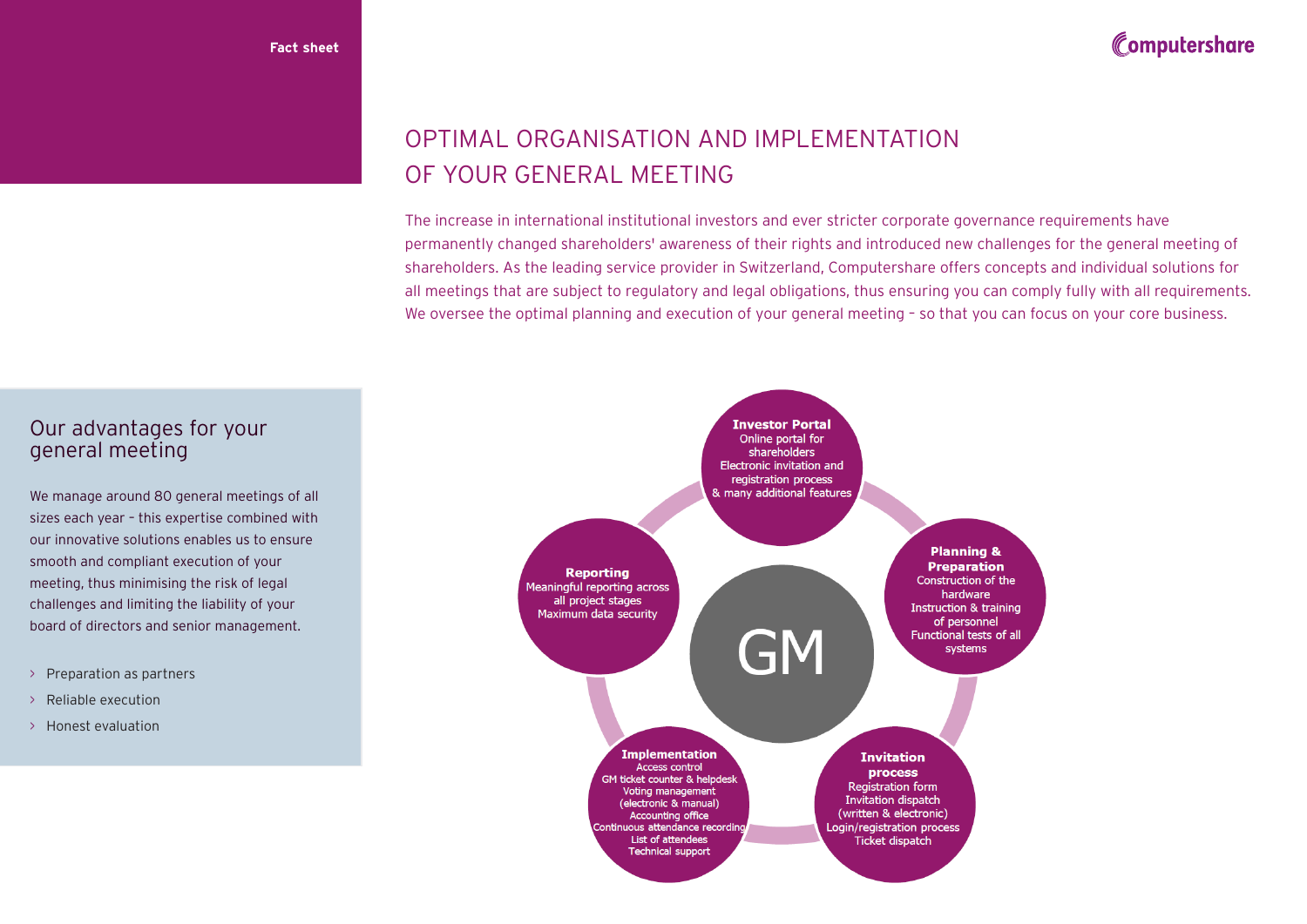Fact sheet

# OPTIMAL ORGANISATION AND IMPLEMENTATION OF YOUR GENERAL MEETING

The increase in international institutional investors and ever stricter corporate governance requirements have permanently changed shareholders' awareness of their rights and introduced new challenges for the general meeting of shareholders. As the leading service provider in Switzerland, Computershare offers concepts and individual solutions for all meetings that are subject to regulatory and legal obligations, thus ensuring you can comply fully with all requirements. We oversee the optimal planning and execution of your general meeting – so that you can focus on your core business.

## Our advantages for your general meeting

We manage around 80 general meetings of all sizes each year – this expertise combined with our innovative solutions enables us to ensure smooth and compliant execution of your meeting, thus minimising the risk of legal challenges and limiting the liability of your board of directors and senior management.

- Preparation as partners
- Reliable execution
- Honest evaluation

GM

**Investor Portal**
Online portal for shareholders
Electronic invitation and registration process
& many additional features

**Planning & Preparation**
Construction of the hardware
Instruction & training of personnel
Functional tests of all systems

**Invitation process**
Registration form
Invitation dispatch (written & electronic)
Login/registration process
Ticket dispatch

**Implementation**
Access control
GM ticket counter & helpdesk
Voting management (electronic & manual)
Accounting office
Continuous attendance recording
List of attendees
Technical support

**Reporting**
Meaningful reporting across all project stages
Maximum data security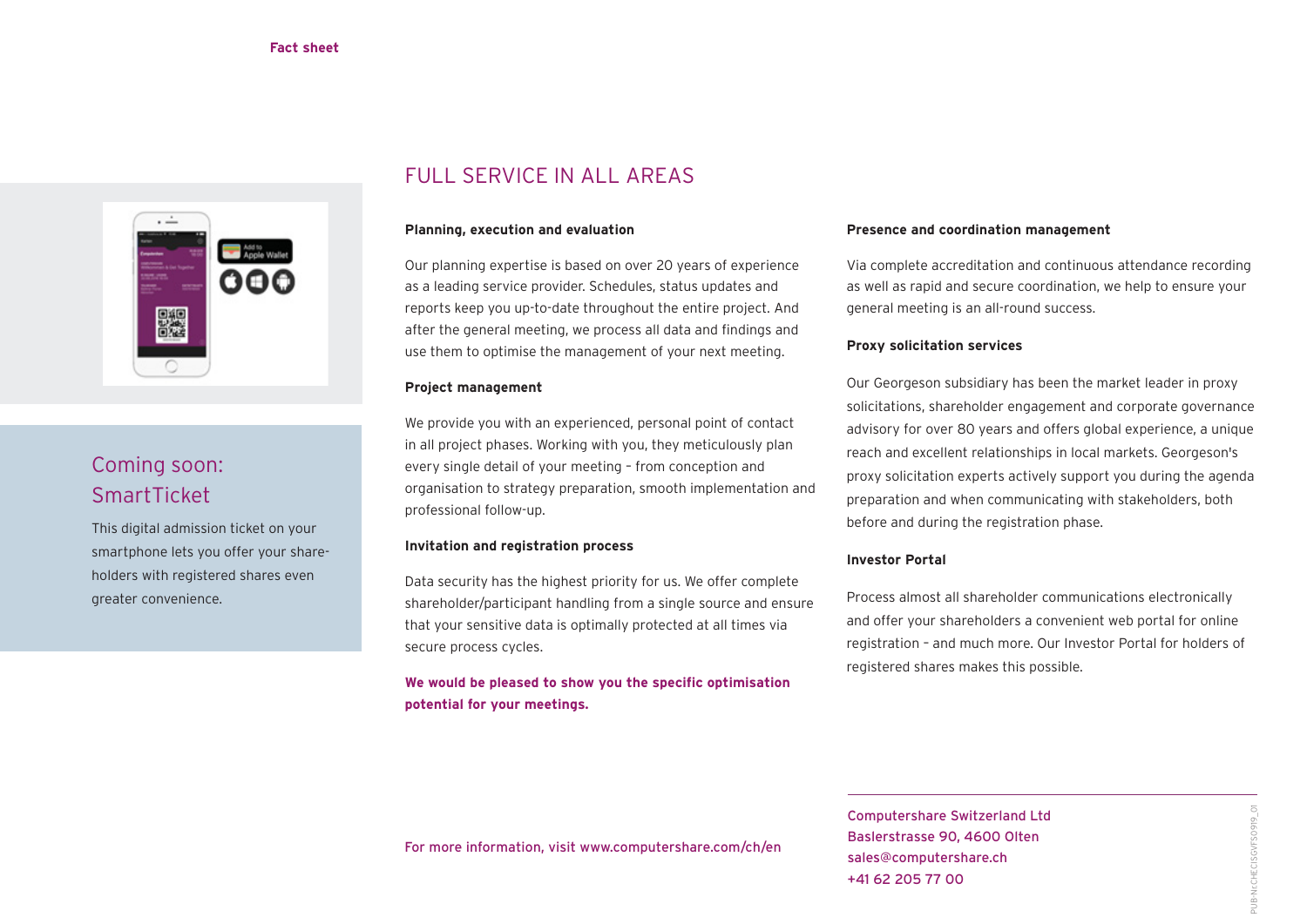Fact sheet

## Coming soon: SmartTicket

This digital admission ticket on your smartphone lets you offer your shareholders with registered shares even greater convenience.

# FULL SERVICE IN ALL AREAS

**Planning, execution and evaluation**

Our planning expertise is based on over 20 years of experience as a leading service provider. Schedules, status updates and reports keep you up-to-date throughout the entire project. And after the general meeting, we process all data and findings and use them to optimise the management of your next meeting.

**Project management**

We provide you with an experienced, personal point of contact in all project phases. Working with you, they meticulously plan every single detail of your meeting – from conception and organisation to strategy preparation, smooth implementation and professional follow-up.

**Invitation and registration process**

Data security has the highest priority for us. We offer complete shareholder/participant handling from a single source and ensure that your sensitive data is optimally protected at all times via secure process cycles.

**We would be pleased to show you the specific optimisation potential for your meetings.**

**Presence and coordination management**

Via complete accreditation and continuous attendance recording as well as rapid and secure coordination, we help to ensure your general meeting is an all-round success.

**Proxy solicitation services**

Our Georgeson subsidiary has been the market leader in proxy solicitations, shareholder engagement and corporate governance advisory for over 80 years and offers global experience, a unique reach and excellent relationships in local markets. Georgeson's proxy solicitation experts actively support you during the agenda preparation and when communicating with stakeholders, both before and during the registration phase.

**Investor Portal**

Process almost all shareholder communications electronically and offer your shareholders a convenient web portal for online registration – and much more. Our Investor Portal for holders of registered shares makes this possible.

For more information, visit www.computershare.com/ch/en

Computershare Switzerland Ltd
Baslerstrasse 90, 4600 Olten
sales@computershare.ch
+41 62 205 77 00

PUB-NCHECISGVFS0919_01